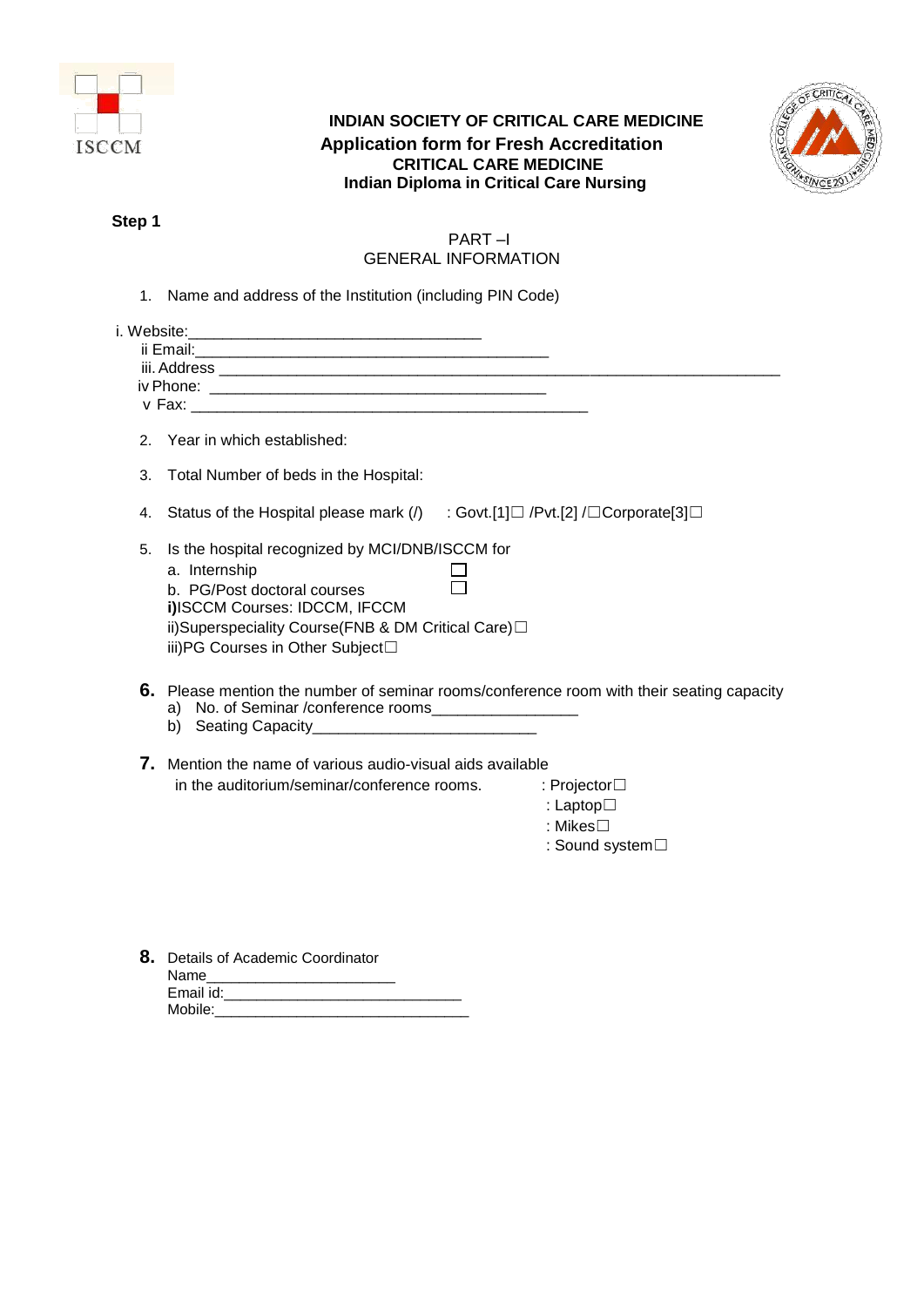ISCCM

# INDIAN SOCIETY OF CRITICAL CARE MEDICINE

## Application form for Fresh Accreditation

### CRITICAL CARE MEDICINE

### Indian Diploma in Critical Care Nursing

**Step 1**

PART –I

GENERAL INFORMATION

1. Name and address of the Institution (including PIN Code)

i. Website:_________________________________

ii Email:________________________________________

iii. Address _________________________________________________________________

iv Phone: ______________________________________

v Fax: ______________________________________________

2. Year in which established:

3. Total Number of beds in the Hospital:

4. Status of the Hospital please mark (/) : Govt.[1]☐ /Pvt.[2] /☐Corporate[3]☐

5. Is the hospital recognized by MCI/DNB/ISCCM for
   a. Internship ☐
   b. PG/Post doctoral courses ☐
   
   **i)**ISCCM Courses: IDCCM, IFCCM
   
   ii)Superspeciality Course(FNB & DM Critical Care)☐
   
   iii)PG Courses in Other Subject☐

6. Please mention the number of seminar rooms/conference room with their seating capacity
   a) No. of Seminar /conference rooms________________
   b) Seating Capacity_________________________

7. Mention the name of various audio-visual aids available in the auditorium/seminar/conference rooms.
   : Projector☐
   : Laptop☐
   : Mikes☐
   : Sound system☐

8. Details of Academic Coordinator
   
   Name______________________
   
   Email id:_____________________________
   
   Mobile:______________________________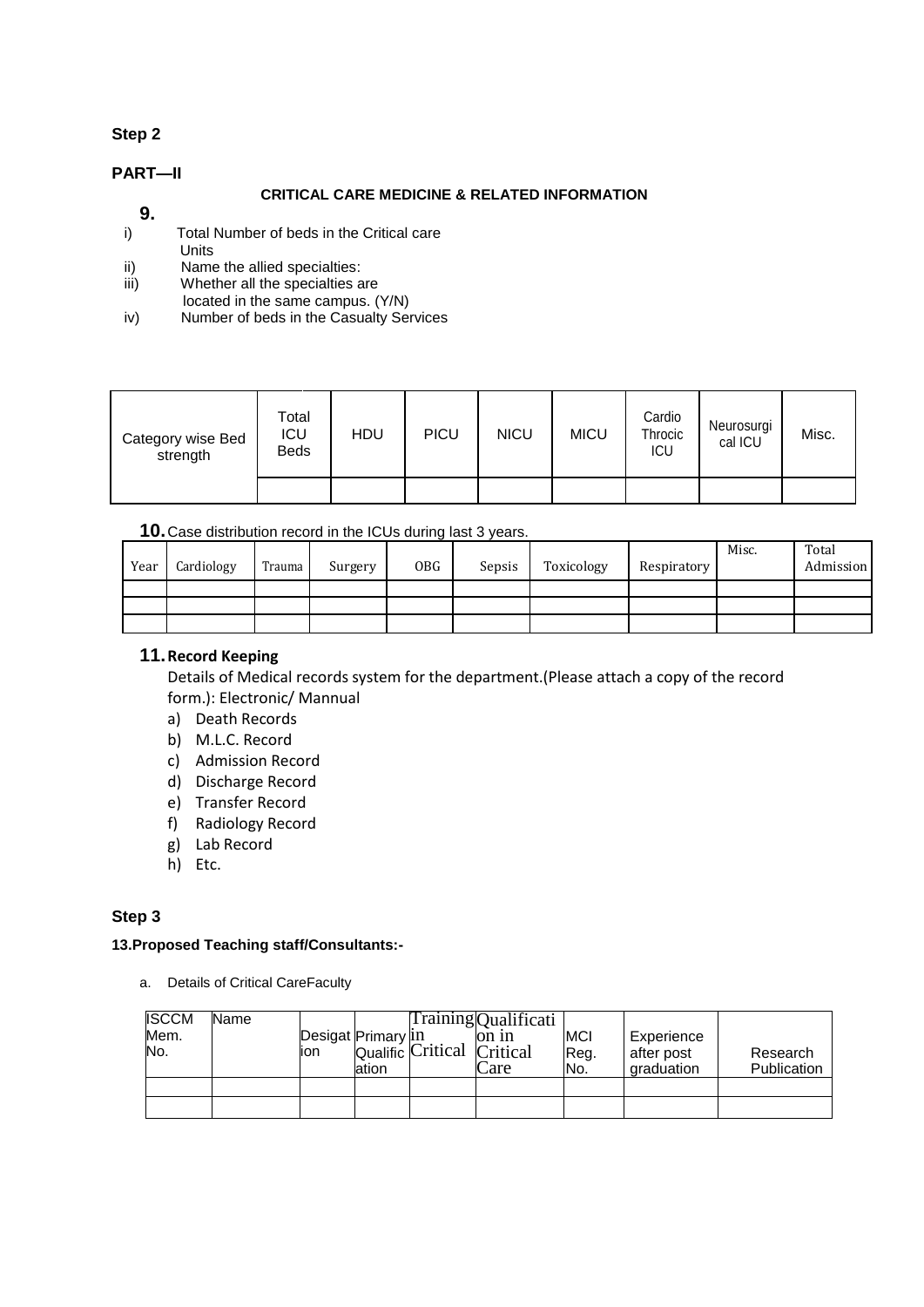**Step 2**

**PART—II**

**CRITICAL CARE MEDICINE & RELATED INFORMATION**

**9.**

i) Total Number of beds in the Critical care Units

ii) Name the allied specialties:

iii) Whether all the specialties are located in the same campus. (Y/N)

iv) Number of beds in the Casualty Services

| Category wise Bed strength | Total ICU Beds | HDU | PICU | NICU | MICU | Cardio Throcic ICU | Neurosurgical ICU | Misc. |
|---|---|---|---|---|---|---|---|---|
| | | | | | | | | |

**10.** Case distribution record in the ICUs during last 3 years.

| Year | Cardiology | Trauma | Surgery | OBG | Sepsis | Toxicology | Respiratory | Misc. | Total Admission |
|---|---|---|---|---|---|---|---|---|---|
| | | | | | | | | | |
| | | | | | | | | | |
| | | | | | | | | | |

**11. Record Keeping**

Details of Medical records system for the department.(Please attach a copy of the record form.): Electronic/ Mannual

a) Death Records
b) M.L.C. Record
c) Admission Record
d) Discharge Record
e) Transfer Record
f) Radiology Record
g) Lab Record
h) Etc.

**Step 3**

**13.Proposed Teaching staff/Consultants:-**

a. Details of Critical CareFaculty

| ISCCM Mem. No. | Name | Desigation | Primary Qualification | Training in Critical | Qualification in Critical Care | MCI Reg. No. | Experience after post graduation | Research Publication |
|---|---|---|---|---|---|---|---|---|
| | | | | | | | | |
| | | | | | | | | |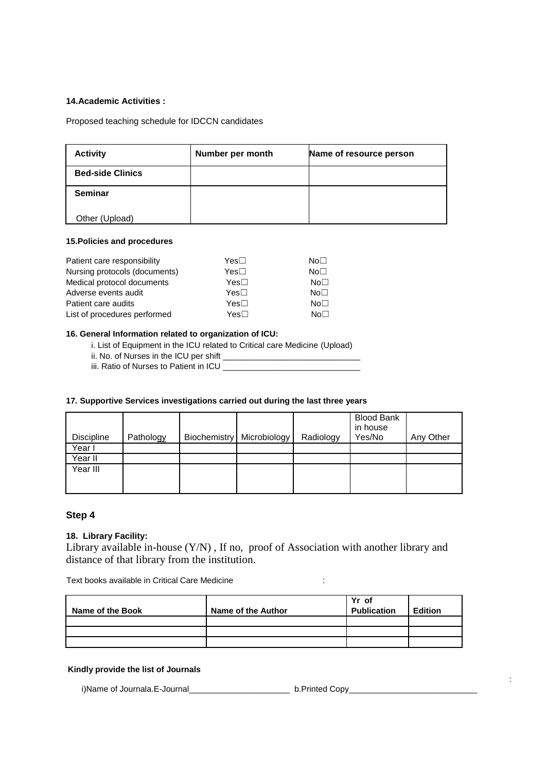**14.Academic Activities :**

Proposed teaching schedule for IDCCN candidates

| Activity | Number per month | Name of resource person |
|---|---|---|
| **Bed-side Clinics** | | |
| **Seminar**<br><br>Other (Upload) | | |

**15.Policies and procedures**

| | | |
|---|---|---|
| Patient care responsibility | Yes☐ | No☐ |
| Nursing protocols (documents) | Yes☐ | No☐ |
| Medical protocol documents | Yes☐ | No☐ |
| Adverse events audit | Yes☐ | No☐ |
| Patient care audits | Yes☐ | No☐ |
| List of procedures performed | Yes☐ | No☐ |

**16. General Information related to organization of ICU:**

i. List of Equipment in the ICU related to Critical care Medicine (Upload)
ii. No. of Nurses in the ICU per shift ______________________________
iii. Ratio of Nurses to Patient in ICU ______________________________

**17. Supportive Services investigations carried out during the last three years**

| Discipline | Pathology | Biochemistry | Microbiology | Radiology | Blood Bank in house Yes/No | Any Other |
|---|---|---|---|---|---|---|
| Year I | | | | | | |
| Year II | | | | | | |
| Year III | | | | | | |

### Step 4

**18. Library Facility:**

Library available in-house (Y/N) , If no, proof of Association with another library and distance of that library from the institution.

Text books available in Critical Care Medicine :

| Name of the Book | Name of the Author | Yr of Publication | Edition |
|---|---|---|---|
| | | | |
| | | | |
| | | | |

**Kindly provide the list of Journals**

:

i)Name of Journala.E-Journal______________________ b.Printed Copy____________________________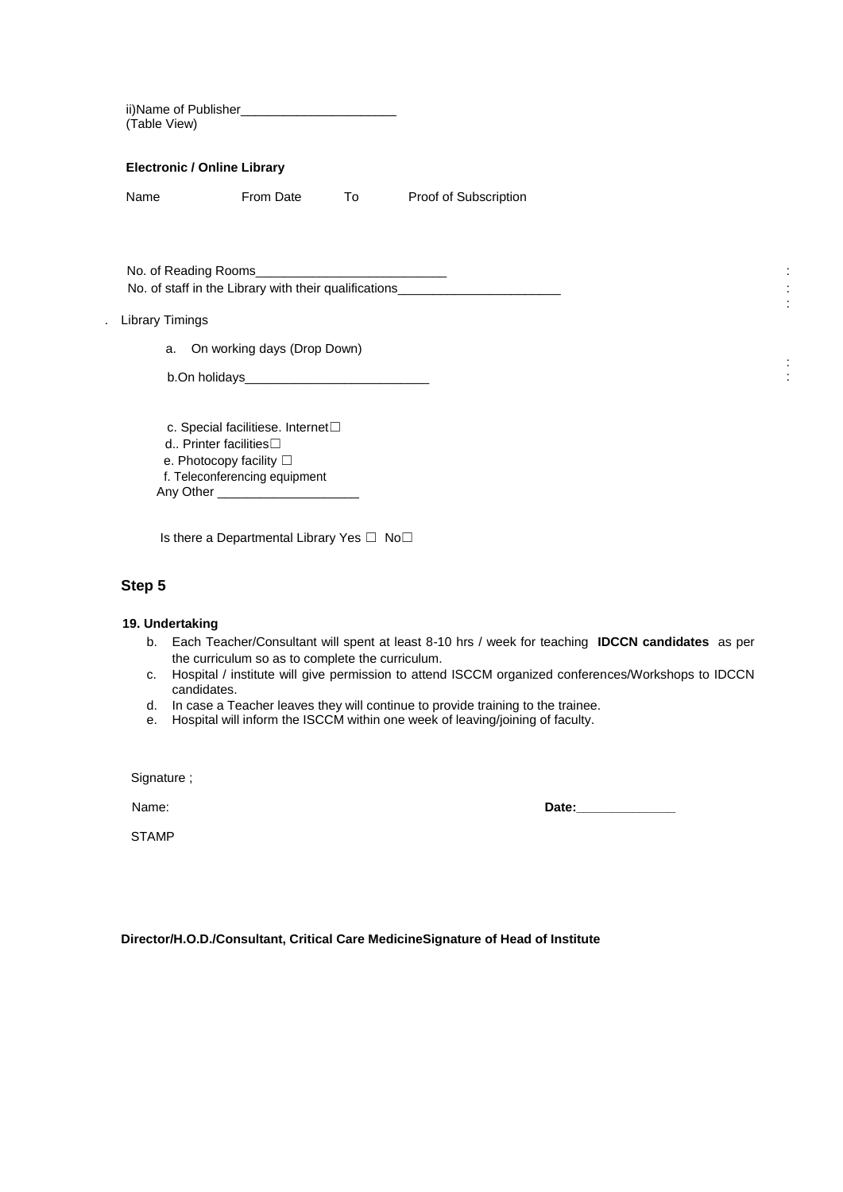ii)Name of Publisher______________________
(Table View)

**Electronic / Online Library**

| Name | From Date | To | Proof of Subscription |
|---|---|---|---|
| | | | |

No. of Reading Rooms___________________________ :
No. of staff in the Library with their qualifications_______________________ :
:

. Library Timings

a. On working days (Drop Down)
:
b.On holidays__________________________ :

c. Special facilitiese. Internet☐
d.. Printer facilities☐
e. Photocopy facility ☐
f. Teleconferencing equipment
Any Other ____________________

Is there a Departmental Library Yes ☐ No☐

## Step 5

**19. Undertaking**

b. Each Teacher/Consultant will spent at least 8-10 hrs / week for teaching **IDCCN candidates** as per the curriculum so as to complete the curriculum.
c. Hospital / institute will give permission to attend ISCCM organized conferences/Workshops to IDCCN candidates.
d. In case a Teacher leaves they will continue to provide training to the trainee.
e. Hospital will inform the ISCCM within one week of leaving/joining of faculty.

Signature ;

Name: **Date:______________**

STAMP

**Director/H.O.D./Consultant, Critical Care MedicineSignature of Head of Institute**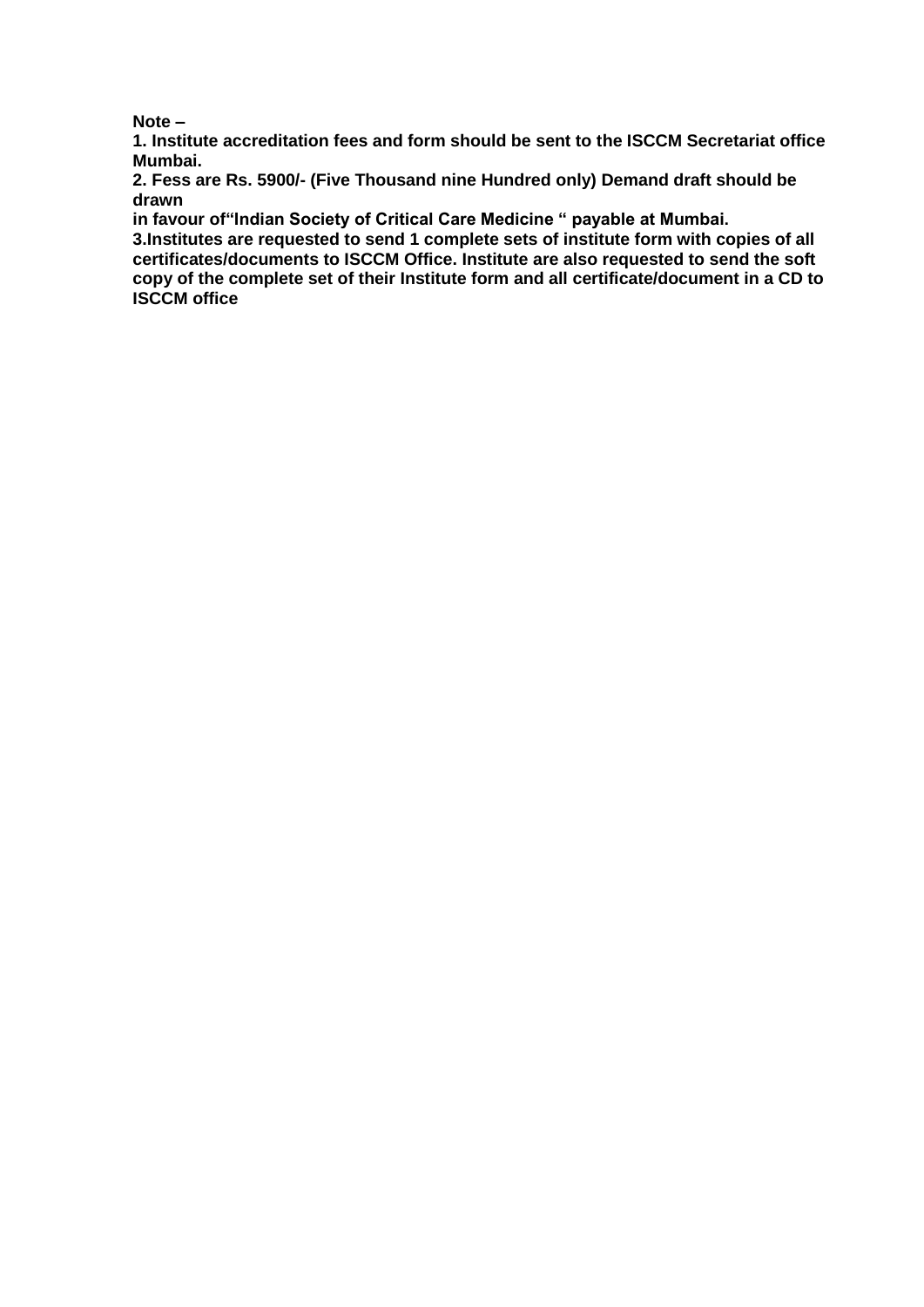**Note –**

**1. Institute accreditation fees and form should be sent to the ISCCM Secretariat office Mumbai.**

**2. Fess are Rs. 5900/- (Five Thousand nine Hundred only) Demand draft should be drawn in favour of"Indian Society of Critical Care Medicine " payable at Mumbai.**

**3.Institutes are requested to send 1 complete sets of institute form with copies of all certificates/documents to ISCCM Office. Institute are also requested to send the soft copy of the complete set of their Institute form and all certificate/document in a CD to ISCCM office**